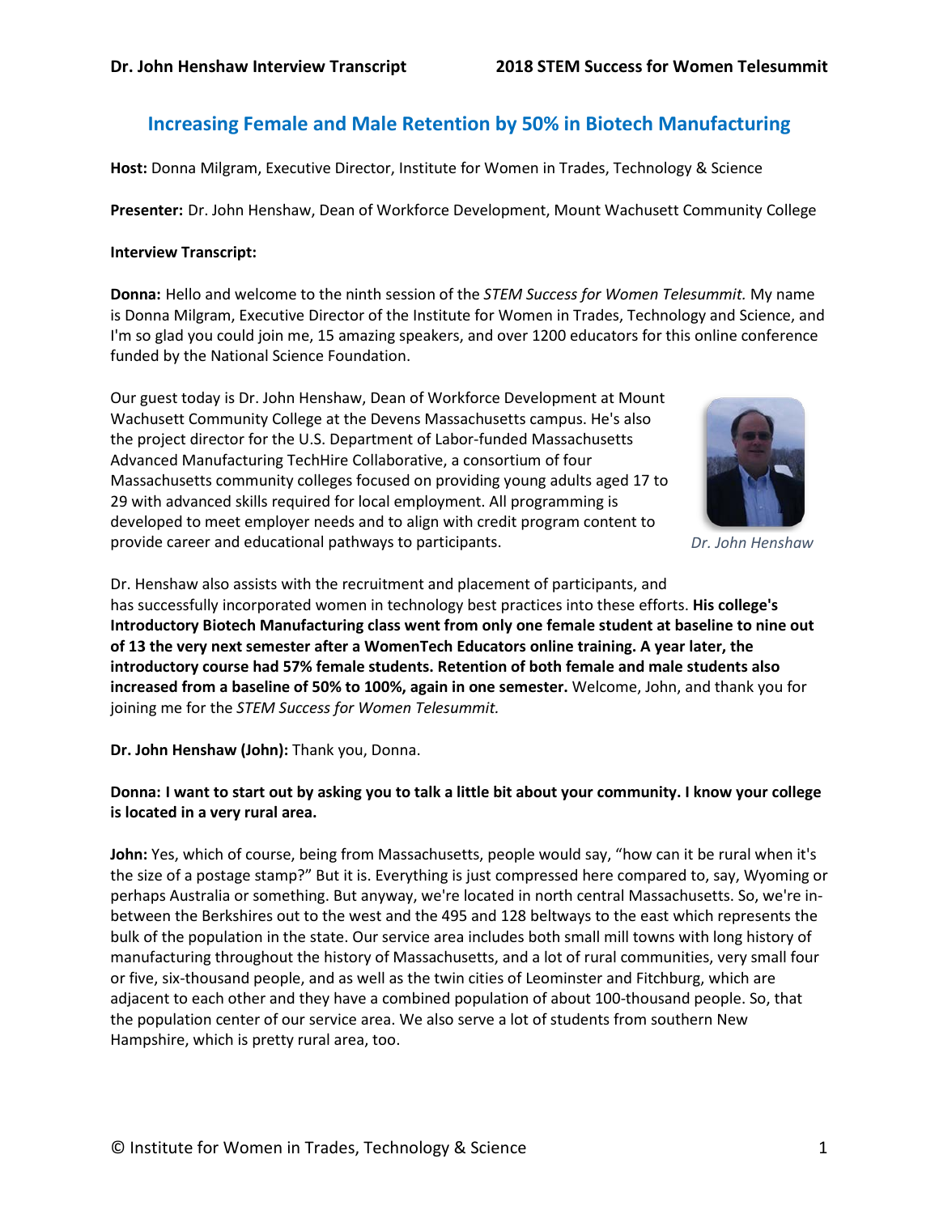# Increasing Female and Male Retention by 50% in Biotech Manufacturing

**Host:** Donna Milgram, Executive Director, Institute for Women in Trades, Technology & Science

**Presenter:** Dr. John Henshaw, Dean of Workforce Development, Mount Wachusett Community College

**Interview Transcript:**

**Donna:** Hello and welcome to the ninth session of the *STEM Success for Women Telesummit.* My name is Donna Milgram, Executive Director of the Institute for Women in Trades, Technology and Science, and I'm so glad you could join me, 15 amazing speakers, and over 1200 educators for this online conference funded by the National Science Foundation.

Our guest today is Dr. John Henshaw, Dean of Workforce Development at Mount Wachusett Community College at the Devens Massachusetts campus. He's also the project director for the U.S. Department of Labor-funded Massachusetts Advanced Manufacturing TechHire Collaborative, a consortium of four Massachusetts community colleges focused on providing young adults aged 17 to 29 with advanced skills required for local employment. All programming is developed to meet employer needs and to align with credit program content to provide career and educational pathways to participants.

*Dr. John Henshaw*

Dr. Henshaw also assists with the recruitment and placement of participants, and has successfully incorporated women in technology best practices into these efforts. **His college's Introductory Biotech Manufacturing class went from only one female student at baseline to nine out of 13 the very next semester after a WomenTech Educators online training. A year later, the introductory course had 57% female students. Retention of both female and male students also increased from a baseline of 50% to 100%, again in one semester.** Welcome, John, and thank you for joining me for the *STEM Success for Women Telesummit.*

**Dr. John Henshaw (John):** Thank you, Donna.

**Donna: I want to start out by asking you to talk a little bit about your community. I know your college is located in a very rural area.**

**John:** Yes, which of course, being from Massachusetts, people would say, "how can it be rural when it's the size of a postage stamp?" But it is. Everything is just compressed here compared to, say, Wyoming or perhaps Australia or something. But anyway, we're located in north central Massachusetts. So, we're in-between the Berkshires out to the west and the 495 and 128 beltways to the east which represents the bulk of the population in the state. Our service area includes both small mill towns with long history of manufacturing throughout the history of Massachusetts, and a lot of rural communities, very small four or five, six-thousand people, and as well as the twin cities of Leominster and Fitchburg, which are adjacent to each other and they have a combined population of about 100-thousand people. So, that the population center of our service area. We also serve a lot of students from southern New Hampshire, which is pretty rural area, too.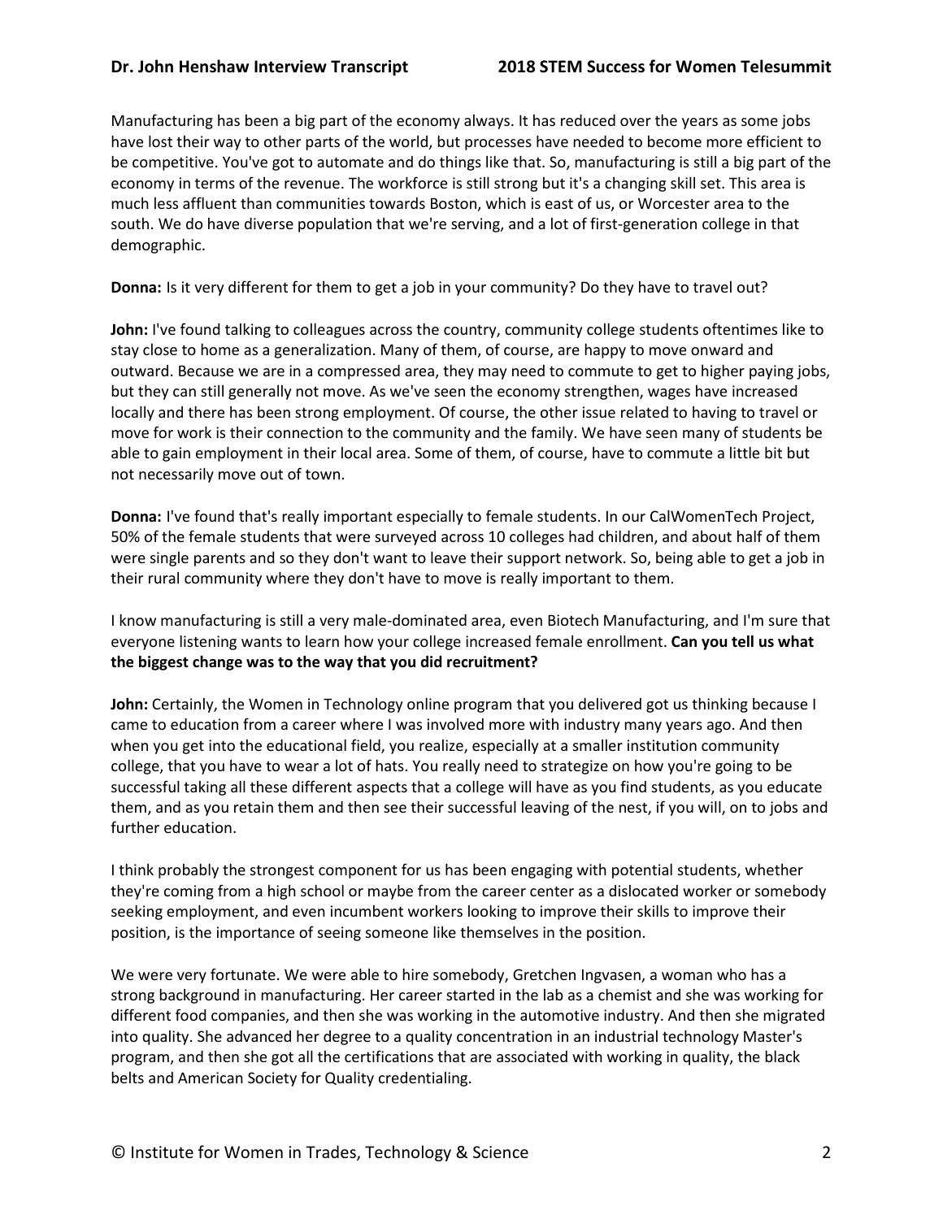Manufacturing has been a big part of the economy always. It has reduced over the years as some jobs have lost their way to other parts of the world, but processes have needed to become more efficient to be competitive. You've got to automate and do things like that. So, manufacturing is still a big part of the economy in terms of the revenue. The workforce is still strong but it's a changing skill set. This area is much less affluent than communities towards Boston, which is east of us, or Worcester area to the south. We do have diverse population that we're serving, and a lot of first-generation college in that demographic.

**Donna:** Is it very different for them to get a job in your community? Do they have to travel out?

**John:** I've found talking to colleagues across the country, community college students oftentimes like to stay close to home as a generalization. Many of them, of course, are happy to move onward and outward. Because we are in a compressed area, they may need to commute to get to higher paying jobs, but they can still generally not move. As we've seen the economy strengthen, wages have increased locally and there has been strong employment. Of course, the other issue related to having to travel or move for work is their connection to the community and the family. We have seen many of students be able to gain employment in their local area. Some of them, of course, have to commute a little bit but not necessarily move out of town.

**Donna:** I've found that's really important especially to female students. In our CalWomenTech Project, 50% of the female students that were surveyed across 10 colleges had children, and about half of them were single parents and so they don't want to leave their support network. So, being able to get a job in their rural community where they don't have to move is really important to them.

I know manufacturing is still a very male-dominated area, even Biotech Manufacturing, and I'm sure that everyone listening wants to learn how your college increased female enrollment. **Can you tell us what the biggest change was to the way that you did recruitment?**

**John:** Certainly, the Women in Technology online program that you delivered got us thinking because I came to education from a career where I was involved more with industry many years ago. And then when you get into the educational field, you realize, especially at a smaller institution community college, that you have to wear a lot of hats. You really need to strategize on how you're going to be successful taking all these different aspects that a college will have as you find students, as you educate them, and as you retain them and then see their successful leaving of the nest, if you will, on to jobs and further education.

I think probably the strongest component for us has been engaging with potential students, whether they're coming from a high school or maybe from the career center as a dislocated worker or somebody seeking employment, and even incumbent workers looking to improve their skills to improve their position, is the importance of seeing someone like themselves in the position.

We were very fortunate. We were able to hire somebody, Gretchen Ingvasen, a woman who has a strong background in manufacturing. Her career started in the lab as a chemist and she was working for different food companies, and then she was working in the automotive industry. And then she migrated into quality. She advanced her degree to a quality concentration in an industrial technology Master's program, and then she got all the certifications that are associated with working in quality, the black belts and American Society for Quality credentialing.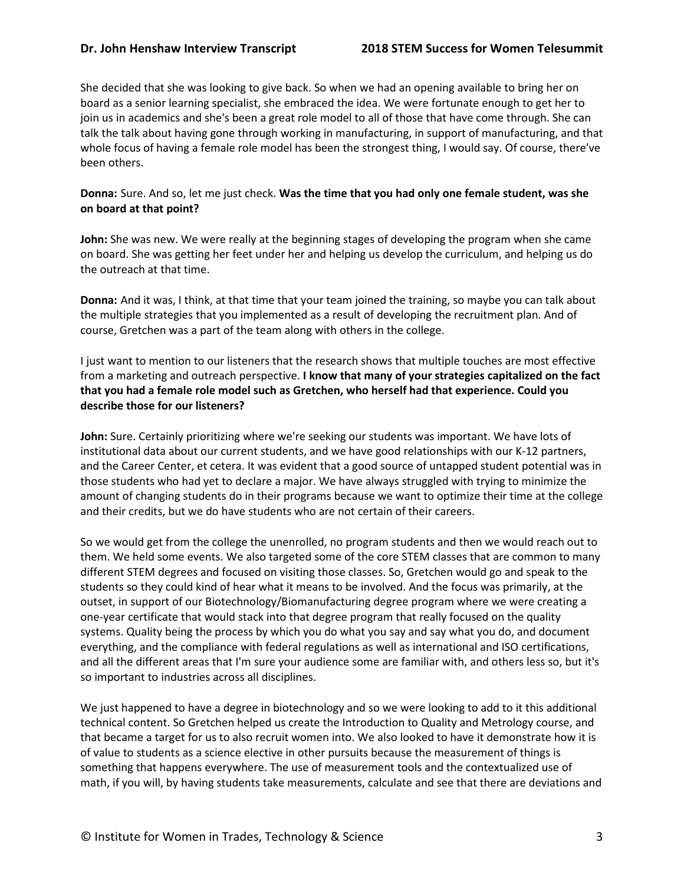She decided that she was looking to give back. So when we had an opening available to bring her on board as a senior learning specialist, she embraced the idea. We were fortunate enough to get her to join us in academics and she's been a great role model to all of those that have come through. She can talk the talk about having gone through working in manufacturing, in support of manufacturing, and that whole focus of having a female role model has been the strongest thing, I would say. Of course, there've been others.

**Donna:** Sure. And so, let me just check. **Was the time that you had only one female student, was she on board at that point?**

**John:** She was new. We were really at the beginning stages of developing the program when she came on board. She was getting her feet under her and helping us develop the curriculum, and helping us do the outreach at that time.

**Donna:** And it was, I think, at that time that your team joined the training, so maybe you can talk about the multiple strategies that you implemented as a result of developing the recruitment plan. And of course, Gretchen was a part of the team along with others in the college.

I just want to mention to our listeners that the research shows that multiple touches are most effective from a marketing and outreach perspective. **I know that many of your strategies capitalized on the fact that you had a female role model such as Gretchen, who herself had that experience. Could you describe those for our listeners?**

**John:** Sure. Certainly prioritizing where we're seeking our students was important. We have lots of institutional data about our current students, and we have good relationships with our K-12 partners, and the Career Center, et cetera. It was evident that a good source of untapped student potential was in those students who had yet to declare a major. We have always struggled with trying to minimize the amount of changing students do in their programs because we want to optimize their time at the college and their credits, but we do have students who are not certain of their careers.

So we would get from the college the unenrolled, no program students and then we would reach out to them. We held some events. We also targeted some of the core STEM classes that are common to many different STEM degrees and focused on visiting those classes. So, Gretchen would go and speak to the students so they could kind of hear what it means to be involved. And the focus was primarily, at the outset, in support of our Biotechnology/Biomanufacturing degree program where we were creating a one-year certificate that would stack into that degree program that really focused on the quality systems. Quality being the process by which you do what you say and say what you do, and document everything, and the compliance with federal regulations as well as international and ISO certifications, and all the different areas that I'm sure your audience some are familiar with, and others less so, but it's so important to industries across all disciplines.

We just happened to have a degree in biotechnology and so we were looking to add to it this additional technical content. So Gretchen helped us create the Introduction to Quality and Metrology course, and that became a target for us to also recruit women into. We also looked to have it demonstrate how it is of value to students as a science elective in other pursuits because the measurement of things is something that happens everywhere. The use of measurement tools and the contextualized use of math, if you will, by having students take measurements, calculate and see that there are deviations and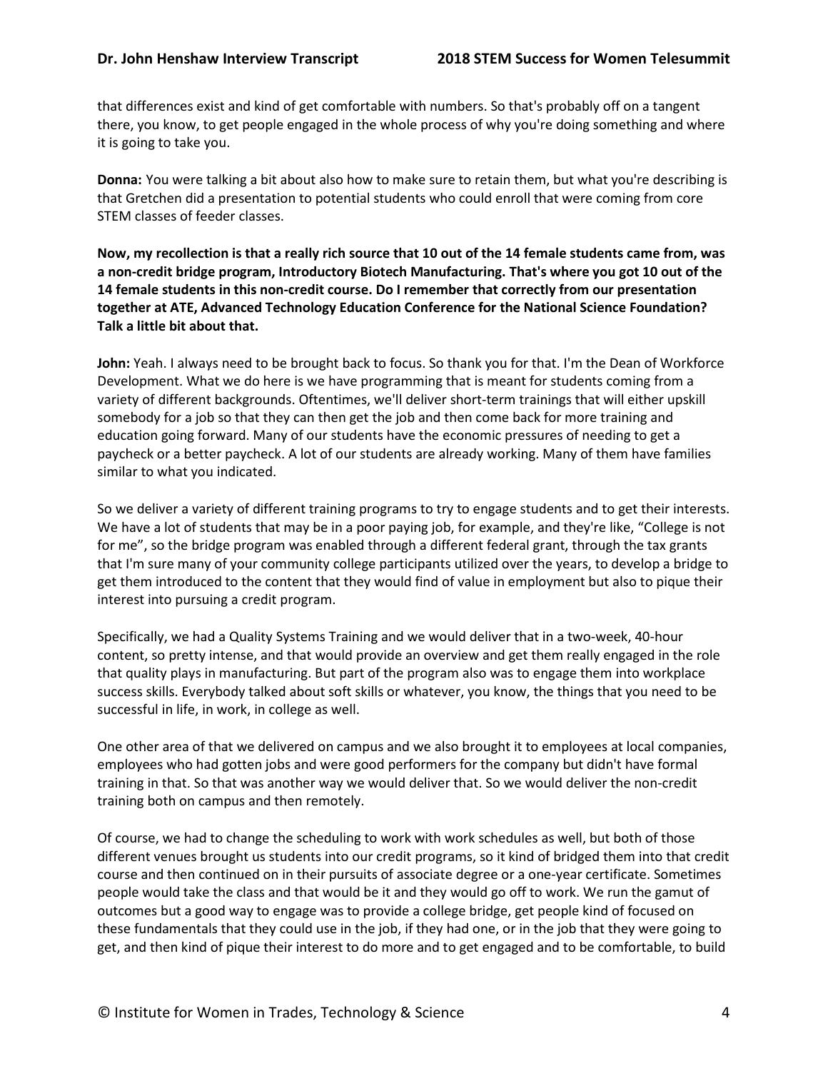that differences exist and kind of get comfortable with numbers. So that's probably off on a tangent there, you know, to get people engaged in the whole process of why you're doing something and where it is going to take you.

**Donna:** You were talking a bit about also how to make sure to retain them, but what you're describing is that Gretchen did a presentation to potential students who could enroll that were coming from core STEM classes of feeder classes.

**Now, my recollection is that a really rich source that 10 out of the 14 female students came from, was a non-credit bridge program, Introductory Biotech Manufacturing. That's where you got 10 out of the 14 female students in this non-credit course. Do I remember that correctly from our presentation together at ATE, Advanced Technology Education Conference for the National Science Foundation? Talk a little bit about that.**

**John:** Yeah. I always need to be brought back to focus. So thank you for that. I'm the Dean of Workforce Development. What we do here is we have programming that is meant for students coming from a variety of different backgrounds. Oftentimes, we'll deliver short-term trainings that will either upskill somebody for a job so that they can then get the job and then come back for more training and education going forward. Many of our students have the economic pressures of needing to get a paycheck or a better paycheck. A lot of our students are already working. Many of them have families similar to what you indicated.

So we deliver a variety of different training programs to try to engage students and to get their interests. We have a lot of students that may be in a poor paying job, for example, and they're like, "College is not for me", so the bridge program was enabled through a different federal grant, through the tax grants that I'm sure many of your community college participants utilized over the years, to develop a bridge to get them introduced to the content that they would find of value in employment but also to pique their interest into pursuing a credit program.

Specifically, we had a Quality Systems Training and we would deliver that in a two-week, 40-hour content, so pretty intense, and that would provide an overview and get them really engaged in the role that quality plays in manufacturing. But part of the program also was to engage them into workplace success skills. Everybody talked about soft skills or whatever, you know, the things that you need to be successful in life, in work, in college as well.

One other area of that we delivered on campus and we also brought it to employees at local companies, employees who had gotten jobs and were good performers for the company but didn't have formal training in that. So that was another way we would deliver that. So we would deliver the non-credit training both on campus and then remotely.

Of course, we had to change the scheduling to work with work schedules as well, but both of those different venues brought us students into our credit programs, so it kind of bridged them into that credit course and then continued on in their pursuits of associate degree or a one-year certificate. Sometimes people would take the class and that would be it and they would go off to work. We run the gamut of outcomes but a good way to engage was to provide a college bridge, get people kind of focused on these fundamentals that they could use in the job, if they had one, or in the job that they were going to get, and then kind of pique their interest to do more and to get engaged and to be comfortable, to build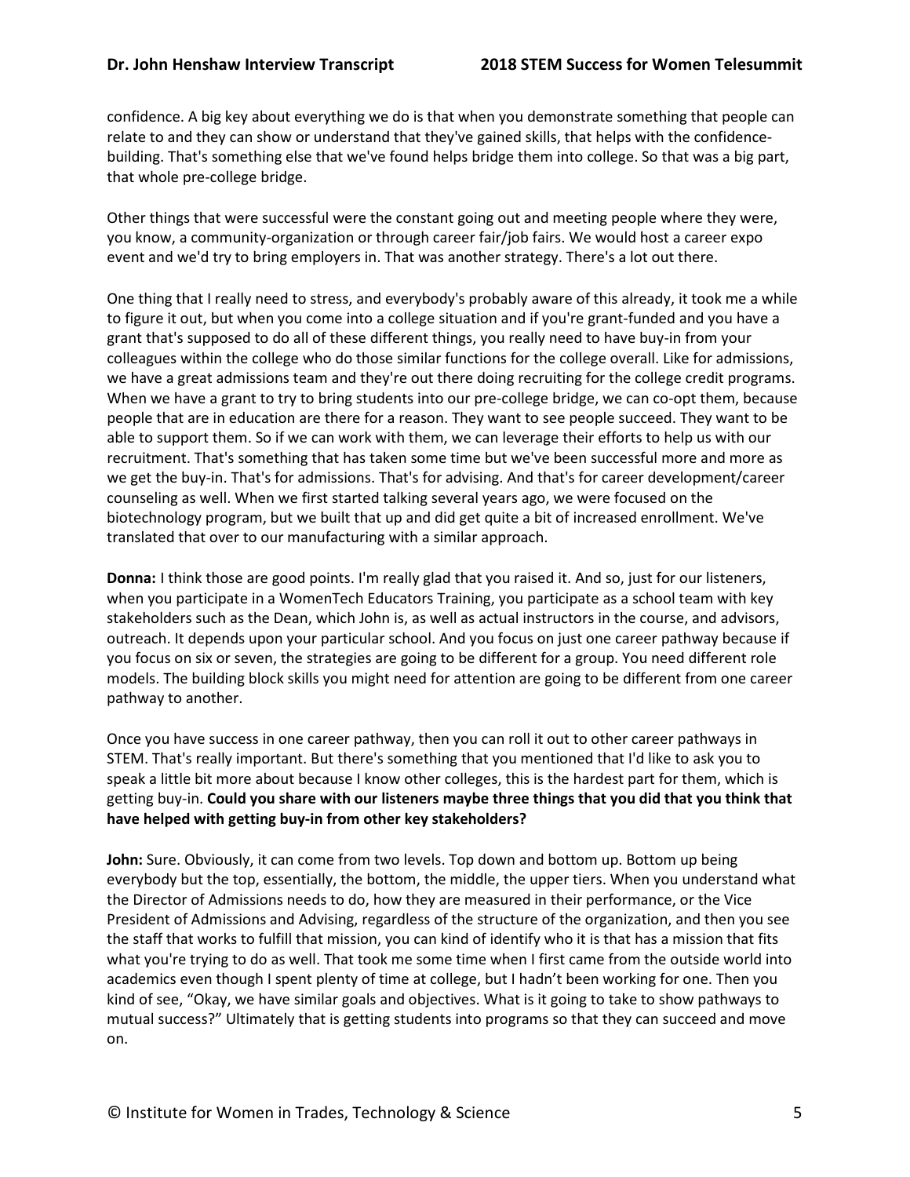confidence. A big key about everything we do is that when you demonstrate something that people can relate to and they can show or understand that they've gained skills, that helps with the confidence-building. That's something else that we've found helps bridge them into college. So that was a big part, that whole pre-college bridge.

Other things that were successful were the constant going out and meeting people where they were, you know, a community-organization or through career fair/job fairs. We would host a career expo event and we'd try to bring employers in. That was another strategy. There's a lot out there.

One thing that I really need to stress, and everybody's probably aware of this already, it took me a while to figure it out, but when you come into a college situation and if you're grant-funded and you have a grant that's supposed to do all of these different things, you really need to have buy-in from your colleagues within the college who do those similar functions for the college overall. Like for admissions, we have a great admissions team and they're out there doing recruiting for the college credit programs. When we have a grant to try to bring students into our pre-college bridge, we can co-opt them, because people that are in education are there for a reason. They want to see people succeed. They want to be able to support them. So if we can work with them, we can leverage their efforts to help us with our recruitment. That's something that has taken some time but we've been successful more and more as we get the buy-in. That's for admissions. That's for advising. And that's for career development/career counseling as well. When we first started talking several years ago, we were focused on the biotechnology program, but we built that up and did get quite a bit of increased enrollment. We've translated that over to our manufacturing with a similar approach.

**Donna:** I think those are good points. I'm really glad that you raised it. And so, just for our listeners, when you participate in a WomenTech Educators Training, you participate as a school team with key stakeholders such as the Dean, which John is, as well as actual instructors in the course, and advisors, outreach. It depends upon your particular school. And you focus on just one career pathway because if you focus on six or seven, the strategies are going to be different for a group. You need different role models. The building block skills you might need for attention are going to be different from one career pathway to another.

Once you have success in one career pathway, then you can roll it out to other career pathways in STEM. That's really important. But there's something that you mentioned that I'd like to ask you to speak a little bit more about because I know other colleges, this is the hardest part for them, which is getting buy-in. **Could you share with our listeners maybe three things that you did that you think that have helped with getting buy-in from other key stakeholders?**

**John:** Sure. Obviously, it can come from two levels. Top down and bottom up. Bottom up being everybody but the top, essentially, the bottom, the middle, the upper tiers. When you understand what the Director of Admissions needs to do, how they are measured in their performance, or the Vice President of Admissions and Advising, regardless of the structure of the organization, and then you see the staff that works to fulfill that mission, you can kind of identify who it is that has a mission that fits what you're trying to do as well. That took me some time when I first came from the outside world into academics even though I spent plenty of time at college, but I hadn't been working for one. Then you kind of see, "Okay, we have similar goals and objectives. What is it going to take to show pathways to mutual success?" Ultimately that is getting students into programs so that they can succeed and move on.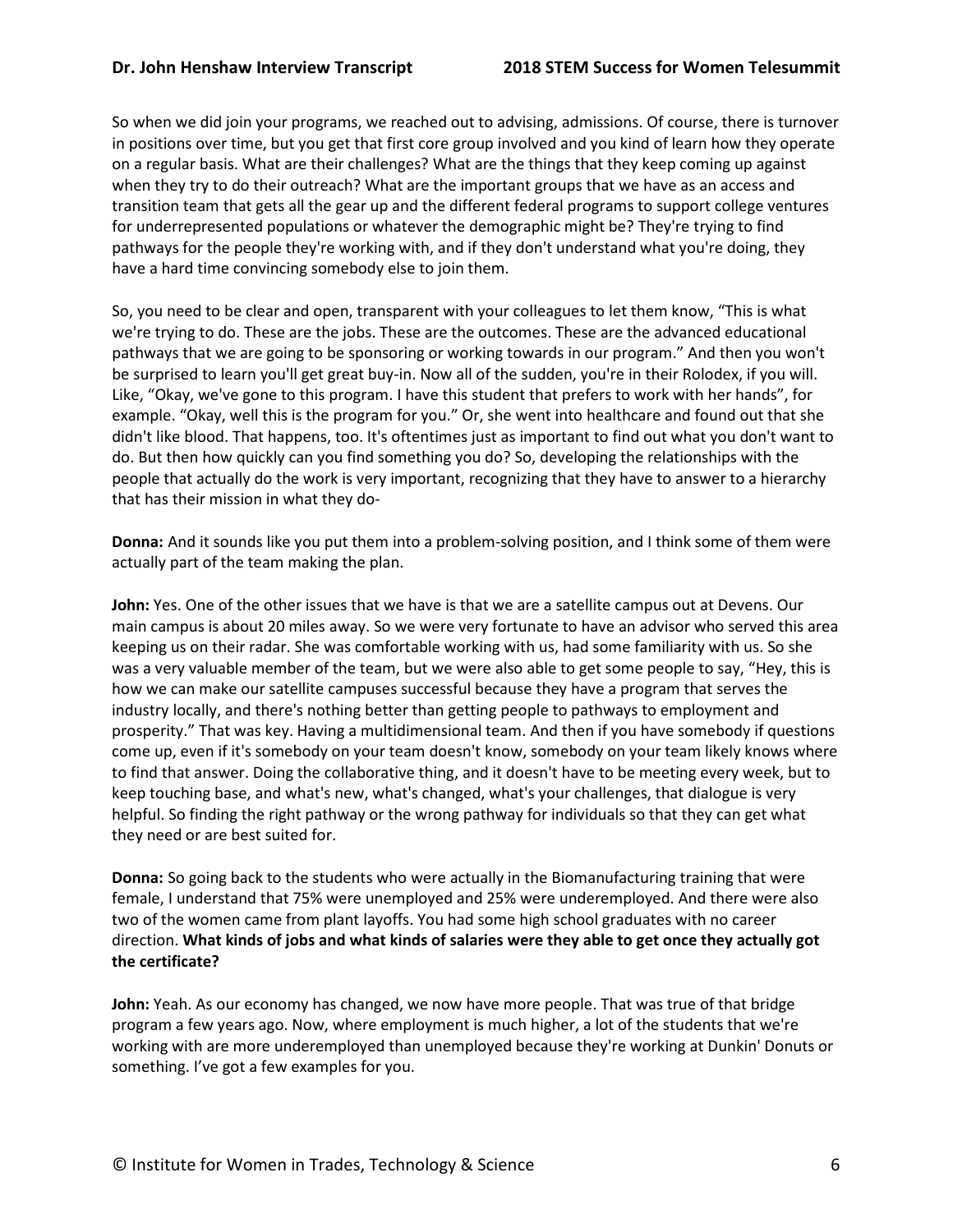So when we did join your programs, we reached out to advising, admissions. Of course, there is turnover in positions over time, but you get that first core group involved and you kind of learn how they operate on a regular basis. What are their challenges? What are the things that they keep coming up against when they try to do their outreach? What are the important groups that we have as an access and transition team that gets all the gear up and the different federal programs to support college ventures for underrepresented populations or whatever the demographic might be? They're trying to find pathways for the people they're working with, and if they don't understand what you're doing, they have a hard time convincing somebody else to join them.

So, you need to be clear and open, transparent with your colleagues to let them know, "This is what we're trying to do. These are the jobs. These are the outcomes. These are the advanced educational pathways that we are going to be sponsoring or working towards in our program." And then you won't be surprised to learn you'll get great buy-in. Now all of the sudden, you're in their Rolodex, if you will. Like, "Okay, we've gone to this program. I have this student that prefers to work with her hands", for example. "Okay, well this is the program for you." Or, she went into healthcare and found out that she didn't like blood. That happens, too. It's oftentimes just as important to find out what you don't want to do. But then how quickly can you find something you do? So, developing the relationships with the people that actually do the work is very important, recognizing that they have to answer to a hierarchy that has their mission in what they do-

**Donna:** And it sounds like you put them into a problem-solving position, and I think some of them were actually part of the team making the plan.

**John:** Yes. One of the other issues that we have is that we are a satellite campus out at Devens. Our main campus is about 20 miles away. So we were very fortunate to have an advisor who served this area keeping us on their radar. She was comfortable working with us, had some familiarity with us. So she was a very valuable member of the team, but we were also able to get some people to say, "Hey, this is how we can make our satellite campuses successful because they have a program that serves the industry locally, and there's nothing better than getting people to pathways to employment and prosperity." That was key. Having a multidimensional team. And then if you have somebody if questions come up, even if it's somebody on your team doesn't know, somebody on your team likely knows where to find that answer. Doing the collaborative thing, and it doesn't have to be meeting every week, but to keep touching base, and what's new, what's changed, what's your challenges, that dialogue is very helpful. So finding the right pathway or the wrong pathway for individuals so that they can get what they need or are best suited for.

**Donna:** So going back to the students who were actually in the Biomanufacturing training that were female, I understand that 75% were unemployed and 25% were underemployed. And there were also two of the women came from plant layoffs. You had some high school graduates with no career direction. **What kinds of jobs and what kinds of salaries were they able to get once they actually got the certificate?**

**John:** Yeah. As our economy has changed, we now have more people. That was true of that bridge program a few years ago. Now, where employment is much higher, a lot of the students that we're working with are more underemployed than unemployed because they're working at Dunkin' Donuts or something. I've got a few examples for you.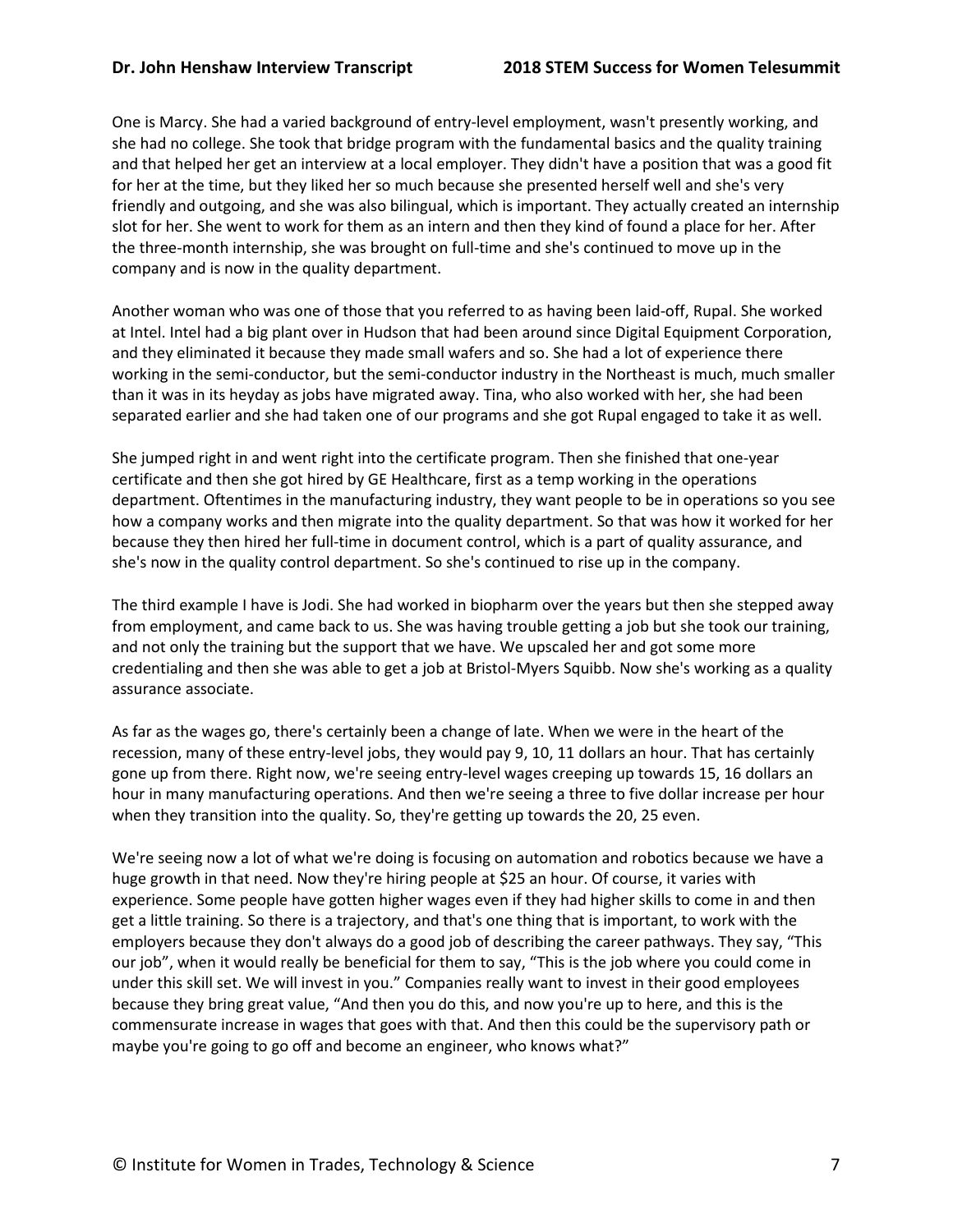One is Marcy. She had a varied background of entry-level employment, wasn't presently working, and she had no college. She took that bridge program with the fundamental basics and the quality training and that helped her get an interview at a local employer. They didn't have a position that was a good fit for her at the time, but they liked her so much because she presented herself well and she's very friendly and outgoing, and she was also bilingual, which is important. They actually created an internship slot for her. She went to work for them as an intern and then they kind of found a place for her. After the three-month internship, she was brought on full-time and she's continued to move up in the company and is now in the quality department.

Another woman who was one of those that you referred to as having been laid-off, Rupal. She worked at Intel. Intel had a big plant over in Hudson that had been around since Digital Equipment Corporation, and they eliminated it because they made small wafers and so. She had a lot of experience there working in the semi-conductor, but the semi-conductor industry in the Northeast is much, much smaller than it was in its heyday as jobs have migrated away. Tina, who also worked with her, she had been separated earlier and she had taken one of our programs and she got Rupal engaged to take it as well.

She jumped right in and went right into the certificate program. Then she finished that one-year certificate and then she got hired by GE Healthcare, first as a temp working in the operations department. Oftentimes in the manufacturing industry, they want people to be in operations so you see how a company works and then migrate into the quality department. So that was how it worked for her because they then hired her full-time in document control, which is a part of quality assurance, and she's now in the quality control department. So she's continued to rise up in the company.

The third example I have is Jodi. She had worked in biopharm over the years but then she stepped away from employment, and came back to us. She was having trouble getting a job but she took our training, and not only the training but the support that we have. We upscaled her and got some more credentialing and then she was able to get a job at Bristol-Myers Squibb. Now she's working as a quality assurance associate.

As far as the wages go, there's certainly been a change of late. When we were in the heart of the recession, many of these entry-level jobs, they would pay 9, 10, 11 dollars an hour. That has certainly gone up from there. Right now, we're seeing entry-level wages creeping up towards 15, 16 dollars an hour in many manufacturing operations. And then we're seeing a three to five dollar increase per hour when they transition into the quality. So, they're getting up towards the 20, 25 even.

We're seeing now a lot of what we're doing is focusing on automation and robotics because we have a huge growth in that need. Now they're hiring people at $25 an hour. Of course, it varies with experience. Some people have gotten higher wages even if they had higher skills to come in and then get a little training. So there is a trajectory, and that's one thing that is important, to work with the employers because they don't always do a good job of describing the career pathways. They say, "This our job", when it would really be beneficial for them to say, "This is the job where you could come in under this skill set. We will invest in you." Companies really want to invest in their good employees because they bring great value, "And then you do this, and now you're up to here, and this is the commensurate increase in wages that goes with that. And then this could be the supervisory path or maybe you're going to go off and become an engineer, who knows what?"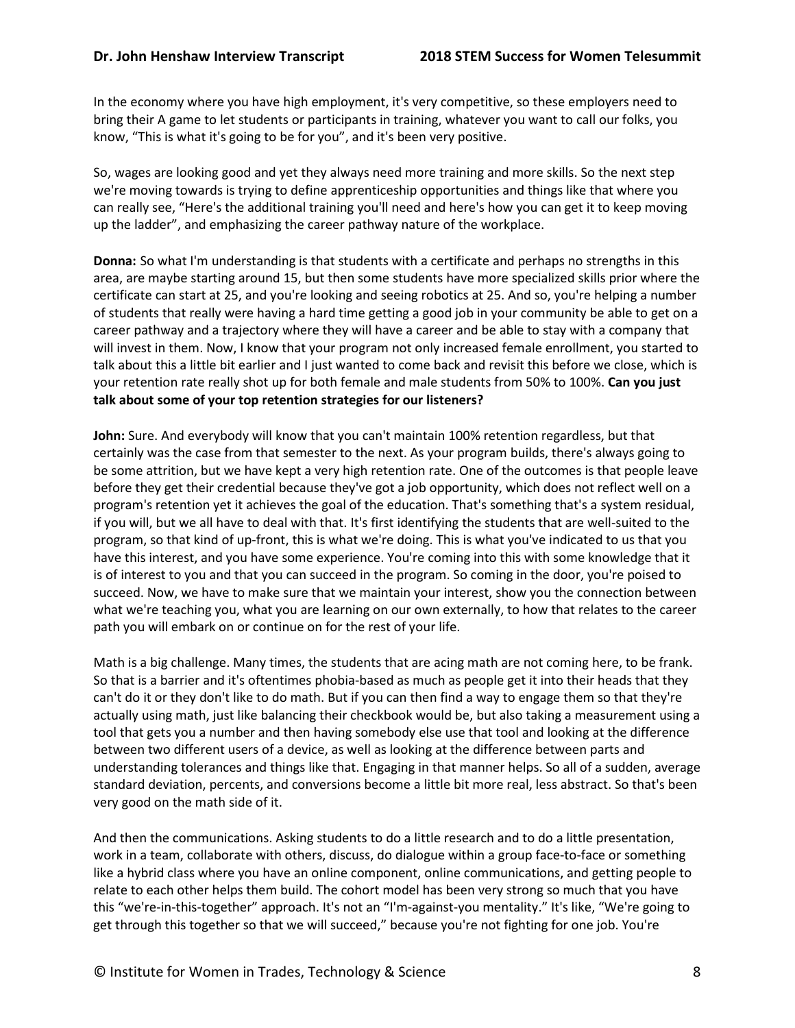In the economy where you have high employment, it's very competitive, so these employers need to bring their A game to let students or participants in training, whatever you want to call our folks, you know, "This is what it's going to be for you", and it's been very positive.

So, wages are looking good and yet they always need more training and more skills. So the next step we're moving towards is trying to define apprenticeship opportunities and things like that where you can really see, "Here's the additional training you'll need and here's how you can get it to keep moving up the ladder", and emphasizing the career pathway nature of the workplace.

**Donna:** So what I'm understanding is that students with a certificate and perhaps no strengths in this area, are maybe starting around 15, but then some students have more specialized skills prior where the certificate can start at 25, and you're looking and seeing robotics at 25. And so, you're helping a number of students that really were having a hard time getting a good job in your community be able to get on a career pathway and a trajectory where they will have a career and be able to stay with a company that will invest in them. Now, I know that your program not only increased female enrollment, you started to talk about this a little bit earlier and I just wanted to come back and revisit this before we close, which is your retention rate really shot up for both female and male students from 50% to 100%. **Can you just talk about some of your top retention strategies for our listeners?**

**John:** Sure. And everybody will know that you can't maintain 100% retention regardless, but that certainly was the case from that semester to the next. As your program builds, there's always going to be some attrition, but we have kept a very high retention rate. One of the outcomes is that people leave before they get their credential because they've got a job opportunity, which does not reflect well on a program's retention yet it achieves the goal of the education. That's something that's a system residual, if you will, but we all have to deal with that. It's first identifying the students that are well-suited to the program, so that kind of up-front, this is what we're doing. This is what you've indicated to us that you have this interest, and you have some experience. You're coming into this with some knowledge that it is of interest to you and that you can succeed in the program. So coming in the door, you're poised to succeed. Now, we have to make sure that we maintain your interest, show you the connection between what we're teaching you, what you are learning on our own externally, to how that relates to the career path you will embark on or continue on for the rest of your life.

Math is a big challenge. Many times, the students that are acing math are not coming here, to be frank. So that is a barrier and it's oftentimes phobia-based as much as people get it into their heads that they can't do it or they don't like to do math. But if you can then find a way to engage them so that they're actually using math, just like balancing their checkbook would be, but also taking a measurement using a tool that gets you a number and then having somebody else use that tool and looking at the difference between two different users of a device, as well as looking at the difference between parts and understanding tolerances and things like that. Engaging in that manner helps. So all of a sudden, average standard deviation, percents, and conversions become a little bit more real, less abstract. So that's been very good on the math side of it.

And then the communications. Asking students to do a little research and to do a little presentation, work in a team, collaborate with others, discuss, do dialogue within a group face-to-face or something like a hybrid class where you have an online component, online communications, and getting people to relate to each other helps them build. The cohort model has been very strong so much that you have this "we're-in-this-together" approach. It's not an "I'm-against-you mentality." It's like, "We're going to get through this together so that we will succeed," because you're not fighting for one job. You're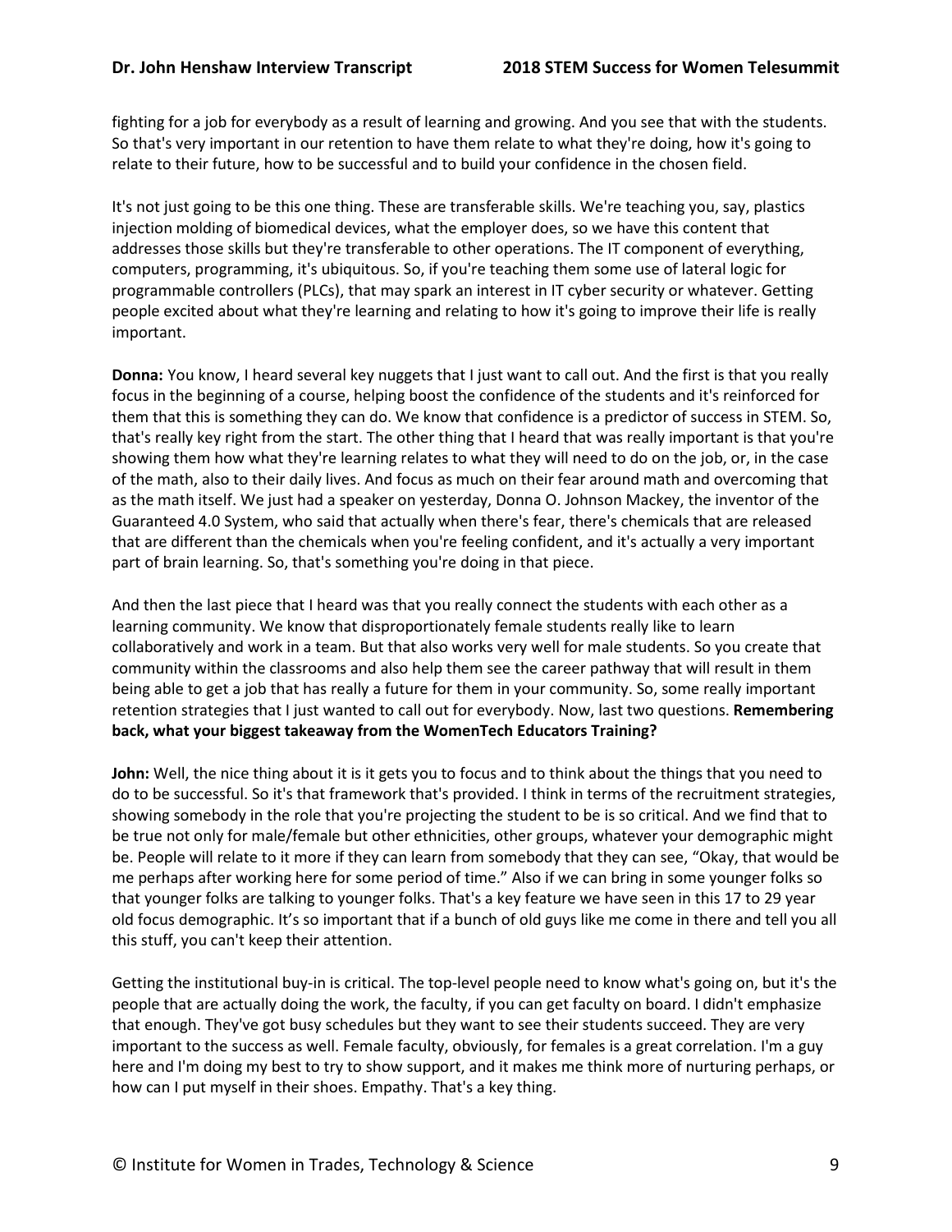fighting for a job for everybody as a result of learning and growing. And you see that with the students. So that's very important in our retention to have them relate to what they're doing, how it's going to relate to their future, how to be successful and to build your confidence in the chosen field.

It's not just going to be this one thing. These are transferable skills. We're teaching you, say, plastics injection molding of biomedical devices, what the employer does, so we have this content that addresses those skills but they're transferable to other operations. The IT component of everything, computers, programming, it's ubiquitous. So, if you're teaching them some use of lateral logic for programmable controllers (PLCs), that may spark an interest in IT cyber security or whatever. Getting people excited about what they're learning and relating to how it's going to improve their life is really important.

**Donna:** You know, I heard several key nuggets that I just want to call out. And the first is that you really focus in the beginning of a course, helping boost the confidence of the students and it's reinforced for them that this is something they can do. We know that confidence is a predictor of success in STEM. So, that's really key right from the start. The other thing that I heard that was really important is that you're showing them how what they're learning relates to what they will need to do on the job, or, in the case of the math, also to their daily lives. And focus as much on their fear around math and overcoming that as the math itself. We just had a speaker on yesterday, Donna O. Johnson Mackey, the inventor of the Guaranteed 4.0 System, who said that actually when there's fear, there's chemicals that are released that are different than the chemicals when you're feeling confident, and it's actually a very important part of brain learning. So, that's something you're doing in that piece.

And then the last piece that I heard was that you really connect the students with each other as a learning community. We know that disproportionately female students really like to learn collaboratively and work in a team. But that also works very well for male students. So you create that community within the classrooms and also help them see the career pathway that will result in them being able to get a job that has really a future for them in your community. So, some really important retention strategies that I just wanted to call out for everybody. Now, last two questions. **Remembering back, what your biggest takeaway from the WomenTech Educators Training?**

**John:** Well, the nice thing about it is it gets you to focus and to think about the things that you need to do to be successful. So it's that framework that's provided. I think in terms of the recruitment strategies, showing somebody in the role that you're projecting the student to be is so critical. And we find that to be true not only for male/female but other ethnicities, other groups, whatever your demographic might be. People will relate to it more if they can learn from somebody that they can see, "Okay, that would be me perhaps after working here for some period of time." Also if we can bring in some younger folks so that younger folks are talking to younger folks. That's a key feature we have seen in this 17 to 29 year old focus demographic. It's so important that if a bunch of old guys like me come in there and tell you all this stuff, you can't keep their attention.

Getting the institutional buy-in is critical. The top-level people need to know what's going on, but it's the people that are actually doing the work, the faculty, if you can get faculty on board. I didn't emphasize that enough. They've got busy schedules but they want to see their students succeed. They are very important to the success as well. Female faculty, obviously, for females is a great correlation. I'm a guy here and I'm doing my best to try to show support, and it makes me think more of nurturing perhaps, or how can I put myself in their shoes. Empathy. That's a key thing.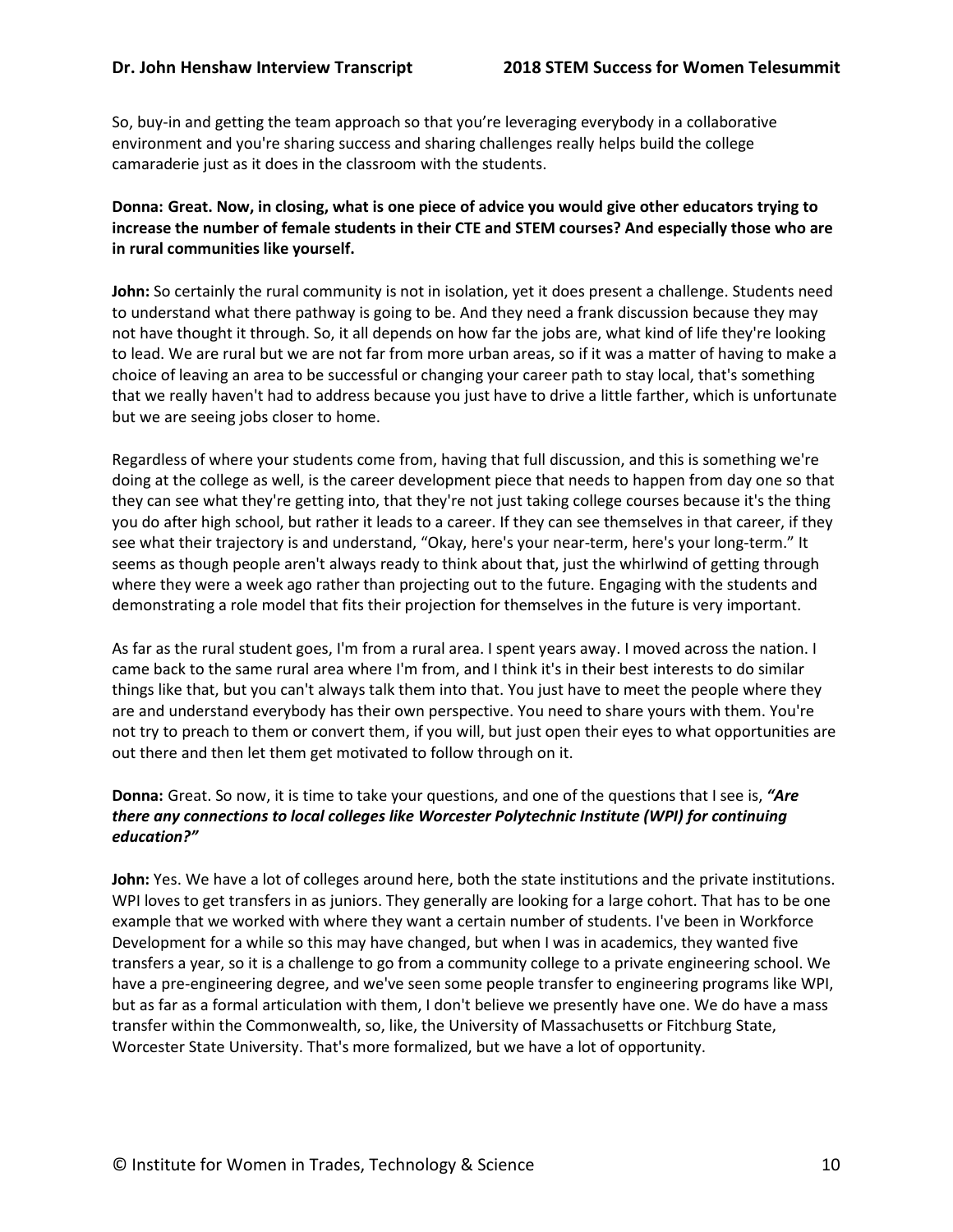So, buy-in and getting the team approach so that you're leveraging everybody in a collaborative environment and you're sharing success and sharing challenges really helps build the college camaraderie just as it does in the classroom with the students.

**Donna: Great. Now, in closing, what is one piece of advice you would give other educators trying to increase the number of female students in their CTE and STEM courses? And especially those who are in rural communities like yourself.**

**John:** So certainly the rural community is not in isolation, yet it does present a challenge. Students need to understand what there pathway is going to be. And they need a frank discussion because they may not have thought it through. So, it all depends on how far the jobs are, what kind of life they're looking to lead. We are rural but we are not far from more urban areas, so if it was a matter of having to make a choice of leaving an area to be successful or changing your career path to stay local, that's something that we really haven't had to address because you just have to drive a little farther, which is unfortunate but we are seeing jobs closer to home.

Regardless of where your students come from, having that full discussion, and this is something we're doing at the college as well, is the career development piece that needs to happen from day one so that they can see what they're getting into, that they're not just taking college courses because it's the thing you do after high school, but rather it leads to a career. If they can see themselves in that career, if they see what their trajectory is and understand, "Okay, here's your near-term, here's your long-term." It seems as though people aren't always ready to think about that, just the whirlwind of getting through where they were a week ago rather than projecting out to the future. Engaging with the students and demonstrating a role model that fits their projection for themselves in the future is very important.

As far as the rural student goes, I'm from a rural area. I spent years away. I moved across the nation. I came back to the same rural area where I'm from, and I think it's in their best interests to do similar things like that, but you can't always talk them into that. You just have to meet the people where they are and understand everybody has their own perspective. You need to share yours with them. You're not try to preach to them or convert them, if you will, but just open their eyes to what opportunities are out there and then let them get motivated to follow through on it.

**Donna:** Great. So now, it is time to take your questions, and one of the questions that I see is, ***"Are there any connections to local colleges like Worcester Polytechnic Institute (WPI) for continuing education?"***

**John:** Yes. We have a lot of colleges around here, both the state institutions and the private institutions. WPI loves to get transfers in as juniors. They generally are looking for a large cohort. That has to be one example that we worked with where they want a certain number of students. I've been in Workforce Development for a while so this may have changed, but when I was in academics, they wanted five transfers a year, so it is a challenge to go from a community college to a private engineering school. We have a pre-engineering degree, and we've seen some people transfer to engineering programs like WPI, but as far as a formal articulation with them, I don't believe we presently have one. We do have a mass transfer within the Commonwealth, so, like, the University of Massachusetts or Fitchburg State, Worcester State University. That's more formalized, but we have a lot of opportunity.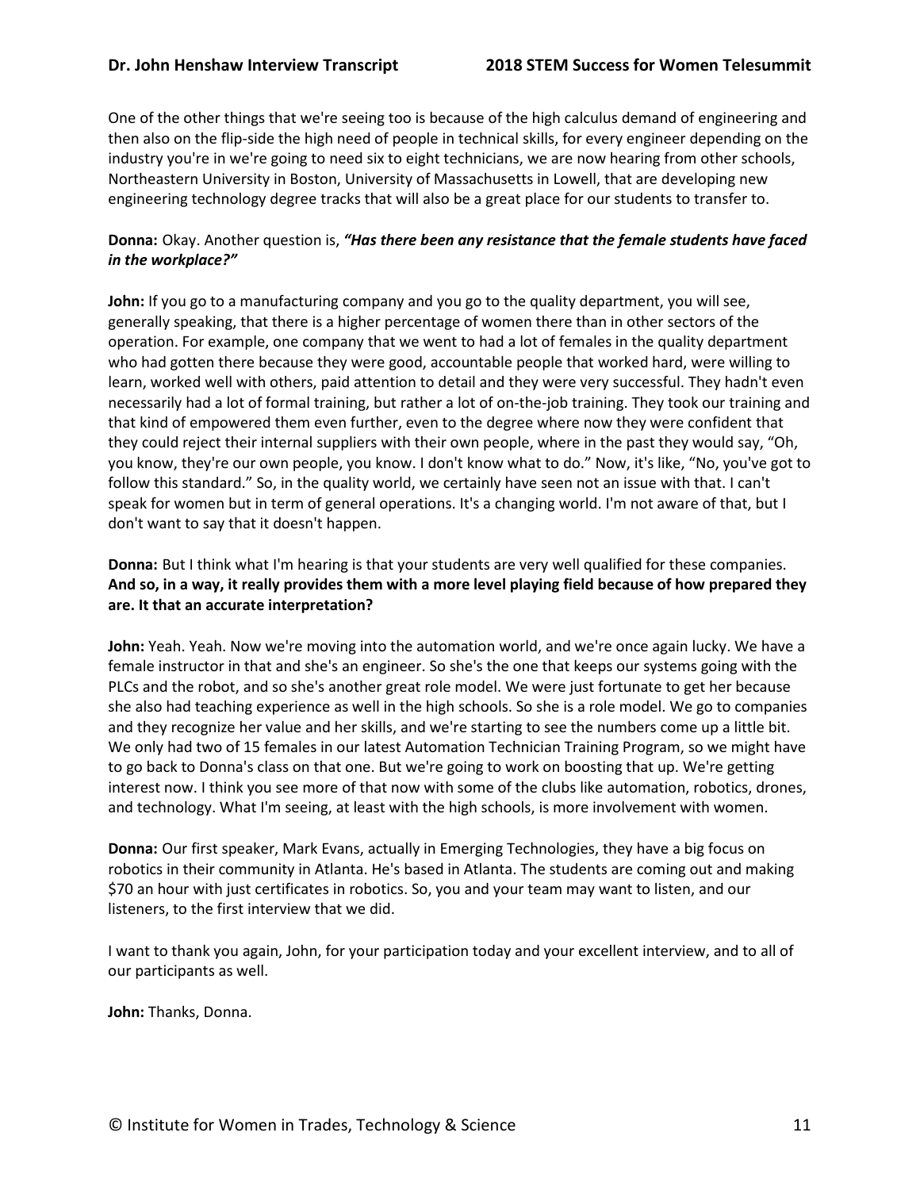One of the other things that we're seeing too is because of the high calculus demand of engineering and then also on the flip-side the high need of people in technical skills, for every engineer depending on the industry you're in we're going to need six to eight technicians, we are now hearing from other schools, Northeastern University in Boston, University of Massachusetts in Lowell, that are developing new engineering technology degree tracks that will also be a great place for our students to transfer to.

**Donna:** Okay. Another question is, ***"Has there been any resistance that the female students have faced in the workplace?"***

**John:** If you go to a manufacturing company and you go to the quality department, you will see, generally speaking, that there is a higher percentage of women there than in other sectors of the operation. For example, one company that we went to had a lot of females in the quality department who had gotten there because they were good, accountable people that worked hard, were willing to learn, worked well with others, paid attention to detail and they were very successful. They hadn't even necessarily had a lot of formal training, but rather a lot of on-the-job training. They took our training and that kind of empowered them even further, even to the degree where now they were confident that they could reject their internal suppliers with their own people, where in the past they would say, "Oh, you know, they're our own people, you know. I don't know what to do." Now, it's like, "No, you've got to follow this standard." So, in the quality world, we certainly have seen not an issue with that. I can't speak for women but in term of general operations. It's a changing world. I'm not aware of that, but I don't want to say that it doesn't happen.

**Donna:** But I think what I'm hearing is that your students are very well qualified for these companies. **And so, in a way, it really provides them with a more level playing field because of how prepared they are. It that an accurate interpretation?**

**John:** Yeah. Yeah. Now we're moving into the automation world, and we're once again lucky. We have a female instructor in that and she's an engineer. So she's the one that keeps our systems going with the PLCs and the robot, and so she's another great role model. We were just fortunate to get her because she also had teaching experience as well in the high schools. So she is a role model. We go to companies and they recognize her value and her skills, and we're starting to see the numbers come up a little bit. We only had two of 15 females in our latest Automation Technician Training Program, so we might have to go back to Donna's class on that one. But we're going to work on boosting that up. We're getting interest now. I think you see more of that now with some of the clubs like automation, robotics, drones, and technology. What I'm seeing, at least with the high schools, is more involvement with women.

**Donna:** Our first speaker, Mark Evans, actually in Emerging Technologies, they have a big focus on robotics in their community in Atlanta. He's based in Atlanta. The students are coming out and making $70 an hour with just certificates in robotics. So, you and your team may want to listen, and our listeners, to the first interview that we did.

I want to thank you again, John, for your participation today and your excellent interview, and to all of our participants as well.

**John:** Thanks, Donna.